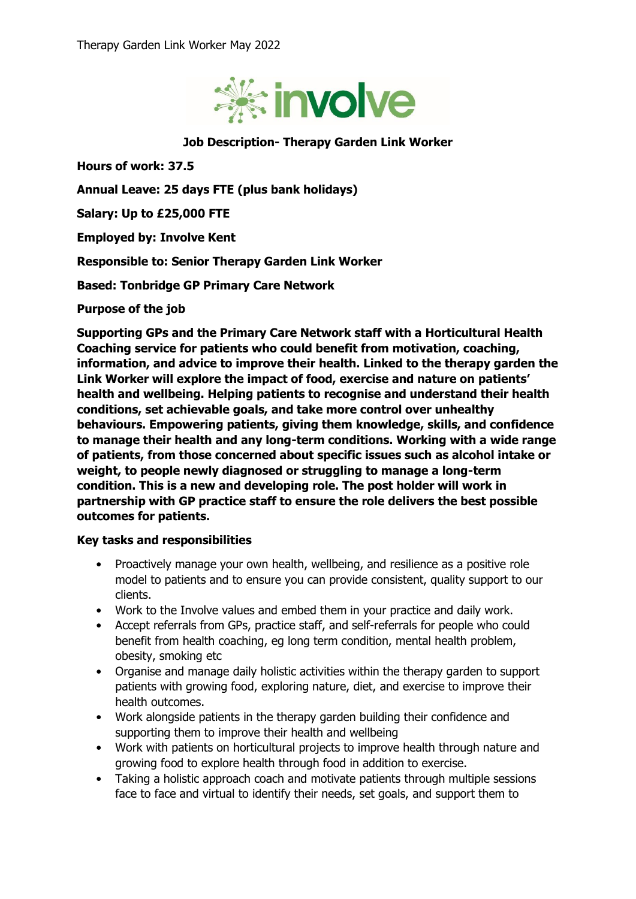# Job Description- Therapy Garden Link Worker

**Hours of work: 37.5**

**Annual Leave: 25 days FTE (plus bank holidays)**

**Salary: Up to £25,000 FTE**

**Employed by: Involve Kent**

**Responsible to: Senior Therapy Garden Link Worker**

**Based: Tonbridge GP Primary Care Network**

**Purpose of the job**

**Supporting GPs and the Primary Care Network staff with a Horticultural Health Coaching service for patients who could benefit from motivation, coaching, information, and advice to improve their health. Linked to the therapy garden the Link Worker will explore the impact of food, exercise and nature on patients' health and wellbeing. Helping patients to recognise and understand their health conditions, set achievable goals, and take more control over unhealthy behaviours. Empowering patients, giving them knowledge, skills, and confidence to manage their health and any long-term conditions. Working with a wide range of patients, from those concerned about specific issues such as alcohol intake or weight, to people newly diagnosed or struggling to manage a long-term condition. This is a new and developing role. The post holder will work in partnership with GP practice staff to ensure the role delivers the best possible outcomes for patients.**

**Key tasks and responsibilities**

- Proactively manage your own health, wellbeing, and resilience as a positive role model to patients and to ensure you can provide consistent, quality support to our clients.
- Work to the Involve values and embed them in your practice and daily work.
- Accept referrals from GPs, practice staff, and self-referrals for people who could benefit from health coaching, eg long term condition, mental health problem, obesity, smoking etc
- Organise and manage daily holistic activities within the therapy garden to support patients with growing food, exploring nature, diet, and exercise to improve their health outcomes.
- Work alongside patients in the therapy garden building their confidence and supporting them to improve their health and wellbeing
- Work with patients on horticultural projects to improve health through nature and growing food to explore health through food in addition to exercise.
- Taking a holistic approach coach and motivate patients through multiple sessions face to face and virtual to identify their needs, set goals, and support them to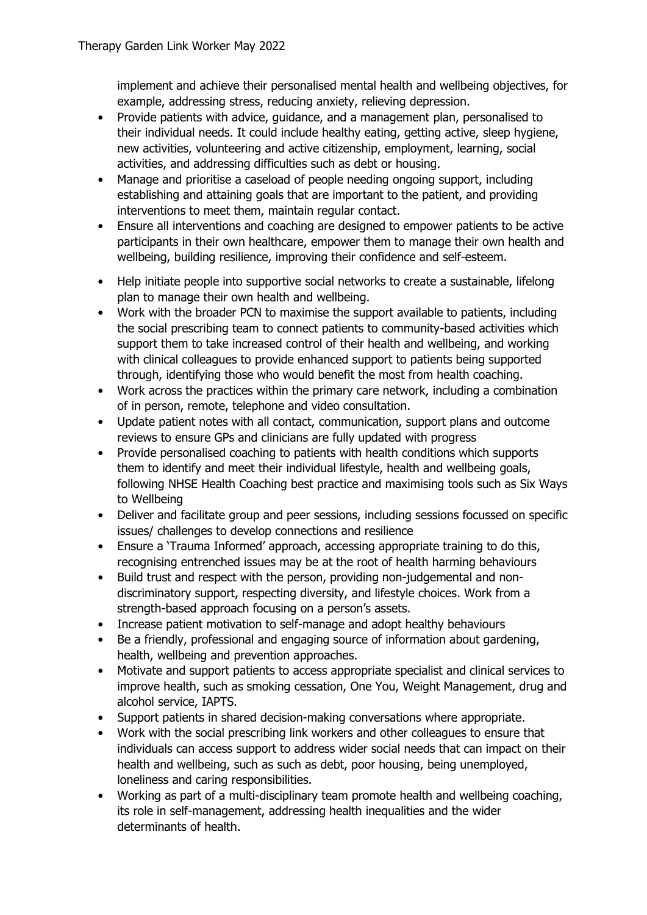implement and achieve their personalised mental health and wellbeing objectives, for example, addressing stress, reducing anxiety, relieving depression.

- Provide patients with advice, guidance, and a management plan, personalised to their individual needs. It could include healthy eating, getting active, sleep hygiene, new activities, volunteering and active citizenship, employment, learning, social activities, and addressing difficulties such as debt or housing.
- Manage and prioritise a caseload of people needing ongoing support, including establishing and attaining goals that are important to the patient, and providing interventions to meet them, maintain regular contact.
- Ensure all interventions and coaching are designed to empower patients to be active participants in their own healthcare, empower them to manage their own health and wellbeing, building resilience, improving their confidence and self-esteem.
- Help initiate people into supportive social networks to create a sustainable, lifelong plan to manage their own health and wellbeing.
- Work with the broader PCN to maximise the support available to patients, including the social prescribing team to connect patients to community-based activities which support them to take increased control of their health and wellbeing, and working with clinical colleagues to provide enhanced support to patients being supported through, identifying those who would benefit the most from health coaching.
- Work across the practices within the primary care network, including a combination of in person, remote, telephone and video consultation.
- Update patient notes with all contact, communication, support plans and outcome reviews to ensure GPs and clinicians are fully updated with progress
- Provide personalised coaching to patients with health conditions which supports them to identify and meet their individual lifestyle, health and wellbeing goals, following NHSE Health Coaching best practice and maximising tools such as Six Ways to Wellbeing
- Deliver and facilitate group and peer sessions, including sessions focussed on specific issues/ challenges to develop connections and resilience
- Ensure a 'Trauma Informed' approach, accessing appropriate training to do this, recognising entrenched issues may be at the root of health harming behaviours
- Build trust and respect with the person, providing non-judgemental and non-discriminatory support, respecting diversity, and lifestyle choices. Work from a strength-based approach focusing on a person's assets.
- Increase patient motivation to self-manage and adopt healthy behaviours
- Be a friendly, professional and engaging source of information about gardening, health, wellbeing and prevention approaches.
- Motivate and support patients to access appropriate specialist and clinical services to improve health, such as smoking cessation, One You, Weight Management, drug and alcohol service, IAPTS.
- Support patients in shared decision-making conversations where appropriate.
- Work with the social prescribing link workers and other colleagues to ensure that individuals can access support to address wider social needs that can impact on their health and wellbeing, such as such as debt, poor housing, being unemployed, loneliness and caring responsibilities.
- Working as part of a multi-disciplinary team promote health and wellbeing coaching, its role in self-management, addressing health inequalities and the wider determinants of health.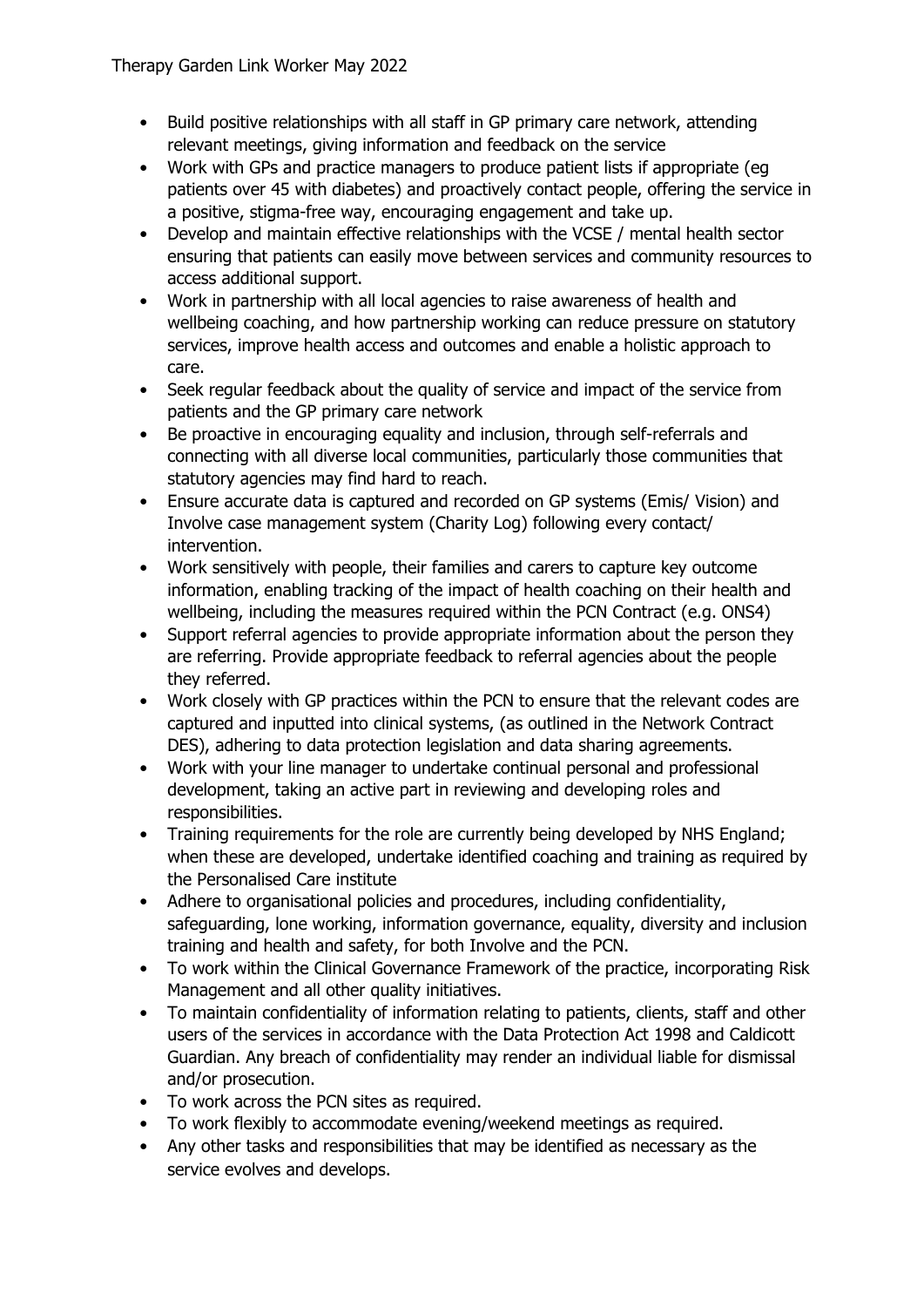- Build positive relationships with all staff in GP primary care network, attending relevant meetings, giving information and feedback on the service
- Work with GPs and practice managers to produce patient lists if appropriate (eg patients over 45 with diabetes) and proactively contact people, offering the service in a positive, stigma-free way, encouraging engagement and take up.
- Develop and maintain effective relationships with the VCSE / mental health sector ensuring that patients can easily move between services and community resources to access additional support.
- Work in partnership with all local agencies to raise awareness of health and wellbeing coaching, and how partnership working can reduce pressure on statutory services, improve health access and outcomes and enable a holistic approach to care.
- Seek regular feedback about the quality of service and impact of the service from patients and the GP primary care network
- Be proactive in encouraging equality and inclusion, through self-referrals and connecting with all diverse local communities, particularly those communities that statutory agencies may find hard to reach.
- Ensure accurate data is captured and recorded on GP systems (Emis/ Vision) and Involve case management system (Charity Log) following every contact/ intervention.
- Work sensitively with people, their families and carers to capture key outcome information, enabling tracking of the impact of health coaching on their health and wellbeing, including the measures required within the PCN Contract (e.g. ONS4)
- Support referral agencies to provide appropriate information about the person they are referring. Provide appropriate feedback to referral agencies about the people they referred.
- Work closely with GP practices within the PCN to ensure that the relevant codes are captured and inputted into clinical systems, (as outlined in the Network Contract DES), adhering to data protection legislation and data sharing agreements.
- Work with your line manager to undertake continual personal and professional development, taking an active part in reviewing and developing roles and responsibilities.
- Training requirements for the role are currently being developed by NHS England; when these are developed, undertake identified coaching and training as required by the Personalised Care institute
- Adhere to organisational policies and procedures, including confidentiality, safeguarding, lone working, information governance, equality, diversity and inclusion training and health and safety, for both Involve and the PCN.
- To work within the Clinical Governance Framework of the practice, incorporating Risk Management and all other quality initiatives.
- To maintain confidentiality of information relating to patients, clients, staff and other users of the services in accordance with the Data Protection Act 1998 and Caldicott Guardian. Any breach of confidentiality may render an individual liable for dismissal and/or prosecution.
- To work across the PCN sites as required.
- To work flexibly to accommodate evening/weekend meetings as required.
- Any other tasks and responsibilities that may be identified as necessary as the service evolves and develops.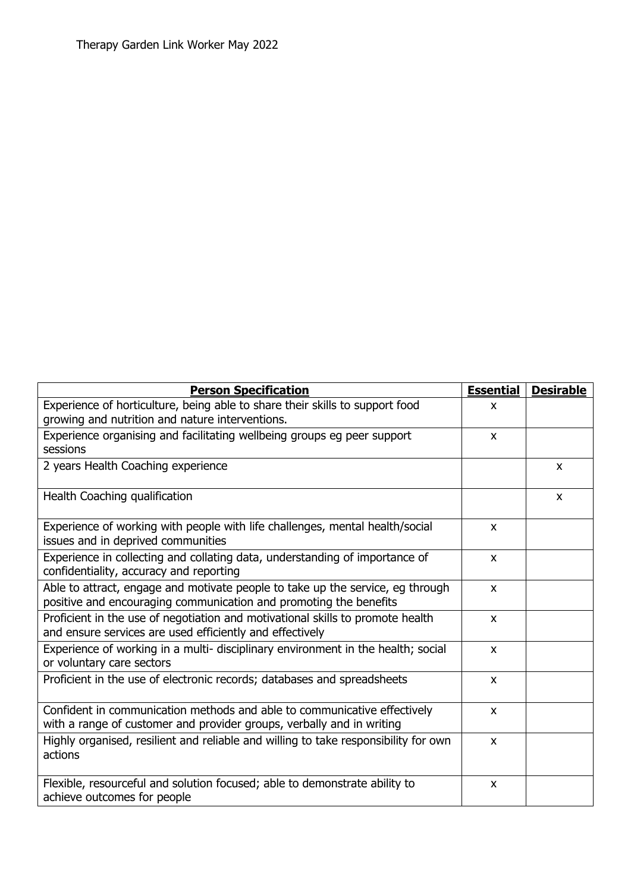| **Person Specification** | **Essential** | **Desirable** |
|---|---|---|
| Experience of horticulture, being able to share their skills to support food growing and nutrition and nature interventions. | x | |
| Experience organising and facilitating wellbeing groups eg peer support sessions | x | |
| 2 years Health Coaching experience | | x |
| Health Coaching qualification | | x |
| Experience of working with people with life challenges, mental health/social issues and in deprived communities | x | |
| Experience in collecting and collating data, understanding of importance of confidentiality, accuracy and reporting | x | |
| Able to attract, engage and motivate people to take up the service, eg through positive and encouraging communication and promoting the benefits | x | |
| Proficient in the use of negotiation and motivational skills to promote health and ensure services are used efficiently and effectively | x | |
| Experience of working in a multi- disciplinary environment in the health; social or voluntary care sectors | x | |
| Proficient in the use of electronic records; databases and spreadsheets | x | |
| Confident in communication methods and able to communicative effectively with a range of customer and provider groups, verbally and in writing | x | |
| Highly organised, resilient and reliable and willing to take responsibility for own actions | x | |
| Flexible, resourceful and solution focused; able to demonstrate ability to achieve outcomes for people | x | |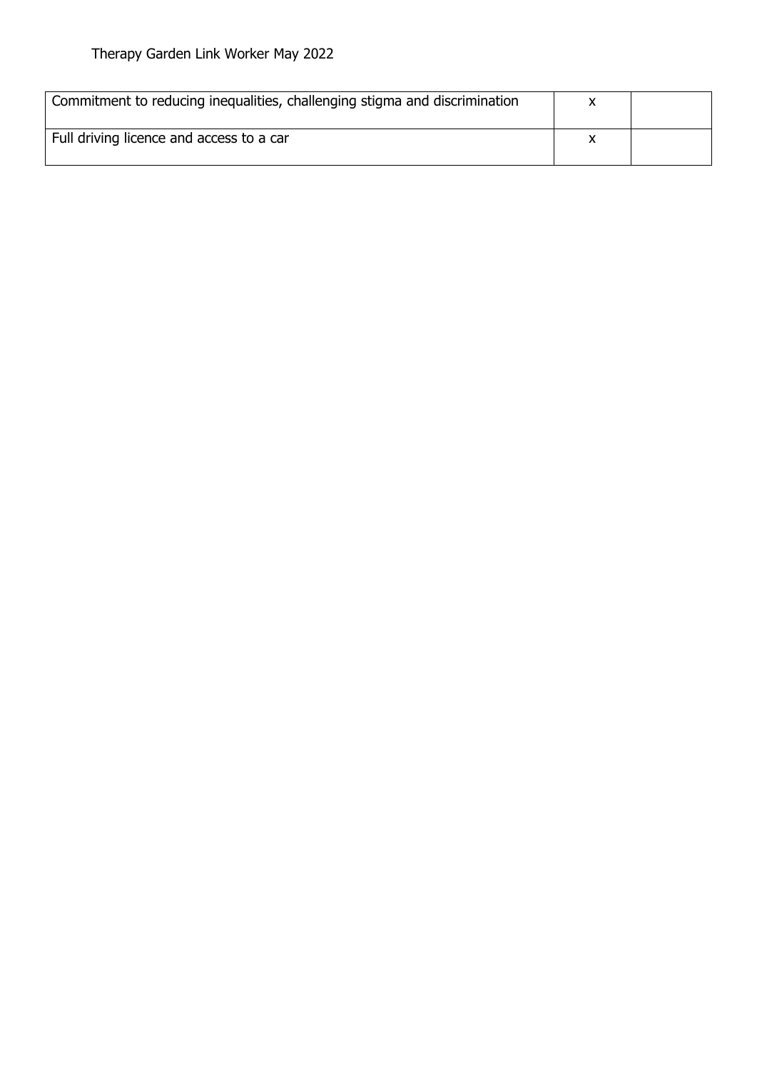| | | |
|---|---|---|
| Commitment to reducing inequalities, challenging stigma and discrimination | x | |
| Full driving licence and access to a car | x | |